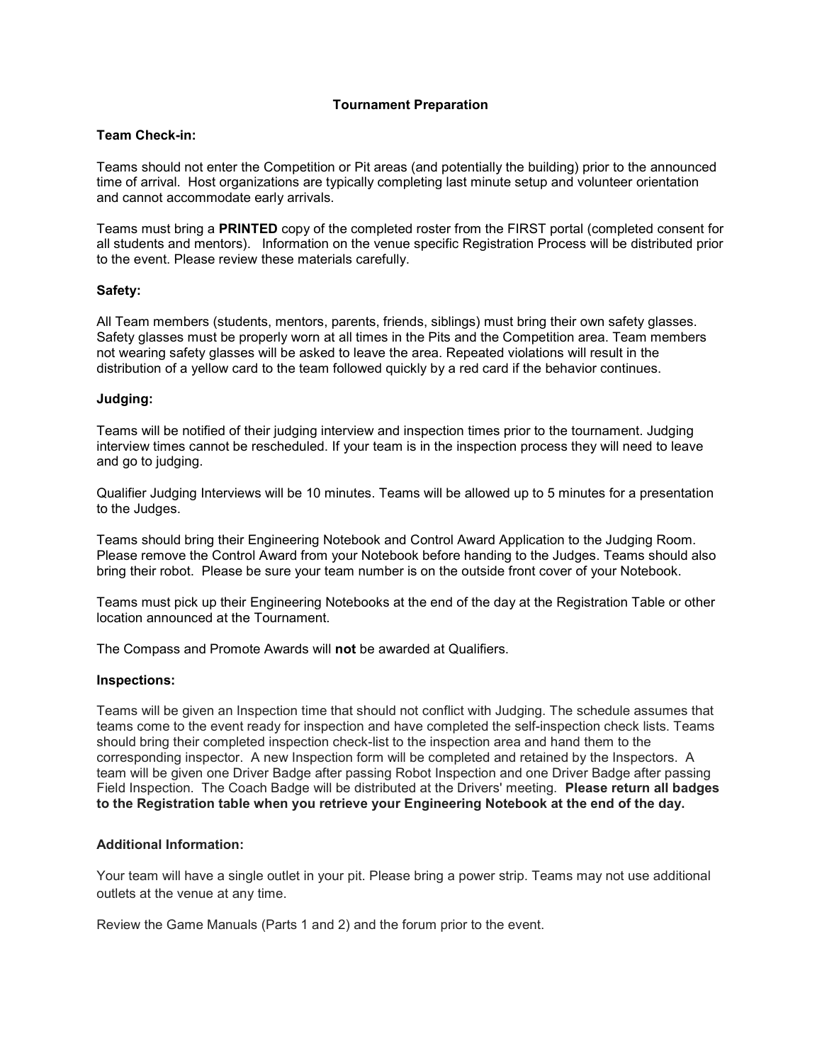# Tournament Preparation

## Team Check-in:

Teams should not enter the Competition or Pit areas (and potentially the building) prior to the announced time of arrival. Host organizations are typically completing last minute setup and volunteer orientation and cannot accommodate early arrivals.

Teams must bring a **PRINTED** copy of the completed roster from the FIRST portal (completed consent for all students and mentors). Information on the venue specific Registration Process will be distributed prior to the event. Please review these materials carefully.

## Safety:

All Team members (students, mentors, parents, friends, siblings) must bring their own safety glasses. Safety glasses must be properly worn at all times in the Pits and the Competition area. Team members not wearing safety glasses will be asked to leave the area. Repeated violations will result in the distribution of a yellow card to the team followed quickly by a red card if the behavior continues.

## Judging:

Teams will be notified of their judging interview and inspection times prior to the tournament. Judging interview times cannot be rescheduled. If your team is in the inspection process they will need to leave and go to judging.

Qualifier Judging Interviews will be 10 minutes. Teams will be allowed up to 5 minutes for a presentation to the Judges.

Teams should bring their Engineering Notebook and Control Award Application to the Judging Room. Please remove the Control Award from your Notebook before handing to the Judges. Teams should also bring their robot. Please be sure your team number is on the outside front cover of your Notebook.

Teams must pick up their Engineering Notebooks at the end of the day at the Registration Table or other location announced at the Tournament.

The Compass and Promote Awards will **not** be awarded at Qualifiers.

## Inspections:

Teams will be given an Inspection time that should not conflict with Judging. The schedule assumes that teams come to the event ready for inspection and have completed the self-inspection check lists. Teams should bring their completed inspection check-list to the inspection area and hand them to the corresponding inspector. A new Inspection form will be completed and retained by the Inspectors. A team will be given one Driver Badge after passing Robot Inspection and one Driver Badge after passing Field Inspection. The Coach Badge will be distributed at the Drivers' meeting. **Please return all badges to the Registration table when you retrieve your Engineering Notebook at the end of the day.**

## Additional Information:

Your team will have a single outlet in your pit. Please bring a power strip. Teams may not use additional outlets at the venue at any time.

Review the Game Manuals (Parts 1 and 2) and the forum prior to the event.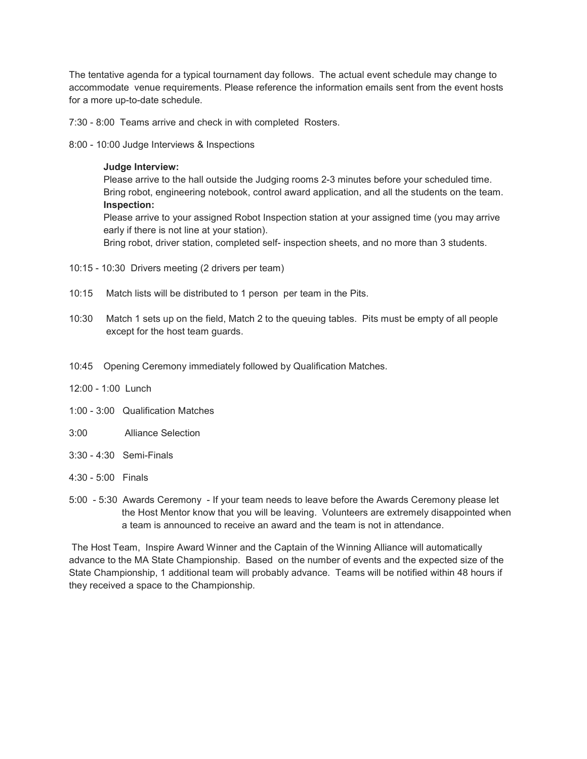The tentative agenda for a typical tournament day follows. The actual event schedule may change to accommodate venue requirements. Please reference the information emails sent from the event hosts for a more up-to-date schedule.

7:30 - 8:00 Teams arrive and check in with completed Rosters.

8:00 - 10:00 Judge Interviews & Inspections

> **Judge Interview:**
> Please arrive to the hall outside the Judging rooms 2-3 minutes before your scheduled time.
> Bring robot, engineering notebook, control award application, and all the students on the team.
> **Inspection:**
> Please arrive to your assigned Robot Inspection station at your assigned time (you may arrive early if there is not line at your station).
> Bring robot, driver station, completed self- inspection sheets, and no more than 3 students.

10:15 - 10:30 Drivers meeting (2 drivers per team)

10:15 Match lists will be distributed to 1 person per team in the Pits.

10:30 Match 1 sets up on the field, Match 2 to the queuing tables. Pits must be empty of all people except for the host team guards.

10:45 Opening Ceremony immediately followed by Qualification Matches.

12:00 - 1:00 Lunch

1:00 - 3:00 Qualification Matches

3:00 Alliance Selection

3:30 - 4:30 Semi-Finals

4:30 - 5:00 Finals

5:00 - 5:30 Awards Ceremony - If your team needs to leave before the Awards Ceremony please let the Host Mentor know that you will be leaving. Volunteers are extremely disappointed when a team is announced to receive an award and the team is not in attendance.

The Host Team, Inspire Award Winner and the Captain of the Winning Alliance will automatically advance to the MA State Championship. Based on the number of events and the expected size of the State Championship, 1 additional team will probably advance. Teams will be notified within 48 hours if they received a space to the Championship.